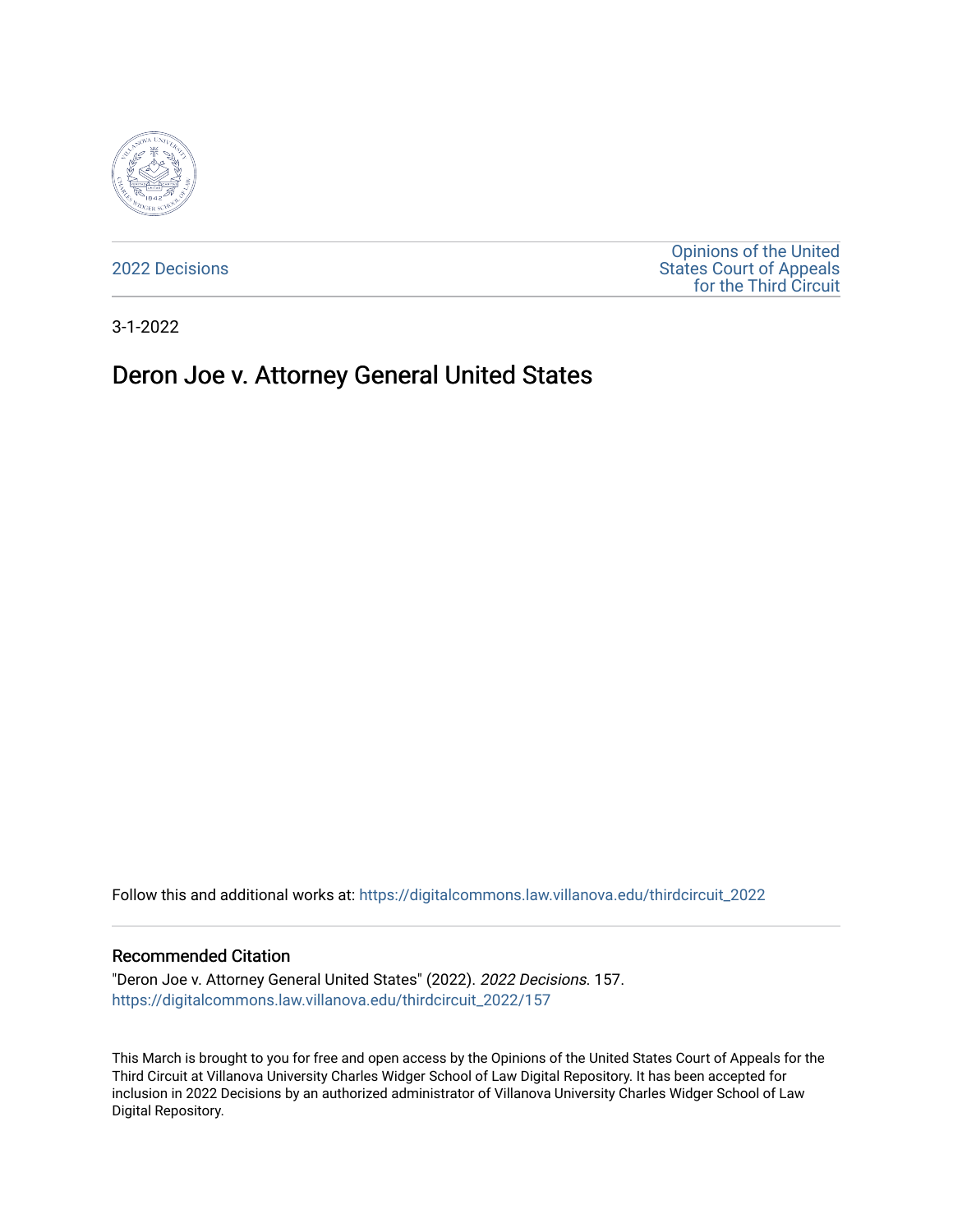2022 Decisions

Opinions of the United States Court of Appeals for the Third Circuit

3-1-2022

# Deron Joe v. Attorney General United States

Follow this and additional works at: https://digitalcommons.law.villanova.edu/thirdcircuit_2022

## Recommended Citation

"Deron Joe v. Attorney General United States" (2022). *2022 Decisions*. 157.
https://digitalcommons.law.villanova.edu/thirdcircuit_2022/157

This March is brought to you for free and open access by the Opinions of the United States Court of Appeals for the Third Circuit at Villanova University Charles Widger School of Law Digital Repository. It has been accepted for inclusion in 2022 Decisions by an authorized administrator of Villanova University Charles Widger School of Law Digital Repository.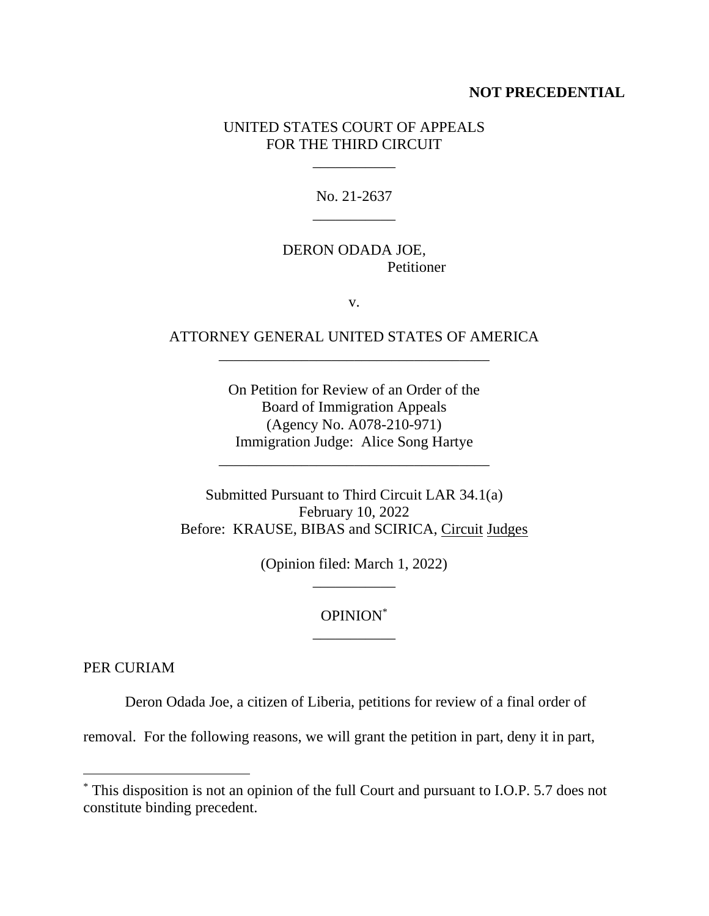**NOT PRECEDENTIAL**

UNITED STATES COURT OF APPEALS
FOR THE THIRD CIRCUIT

___________

No. 21-2637

___________

DERON ODADA JOE,
Petitioner

v.

ATTORNEY GENERAL UNITED STATES OF AMERICA

____________________________________

On Petition for Review of an Order of the
Board of Immigration Appeals
(Agency No. A078-210-971)
Immigration Judge: Alice Song Hartye

____________________________________

Submitted Pursuant to Third Circuit LAR 34.1(a)
February 10, 2022
Before: KRAUSE, BIBAS and SCIRICA, Circuit Judges

(Opinion filed: March 1, 2022)

___________

OPINION[*]

___________

PER CURIAM

Deron Odada Joe, a citizen of Liberia, petitions for review of a final order of removal. For the following reasons, we will grant the petition in part, deny it in part,

---

[*] This disposition is not an opinion of the full Court and pursuant to I.O.P. 5.7 does not constitute binding precedent.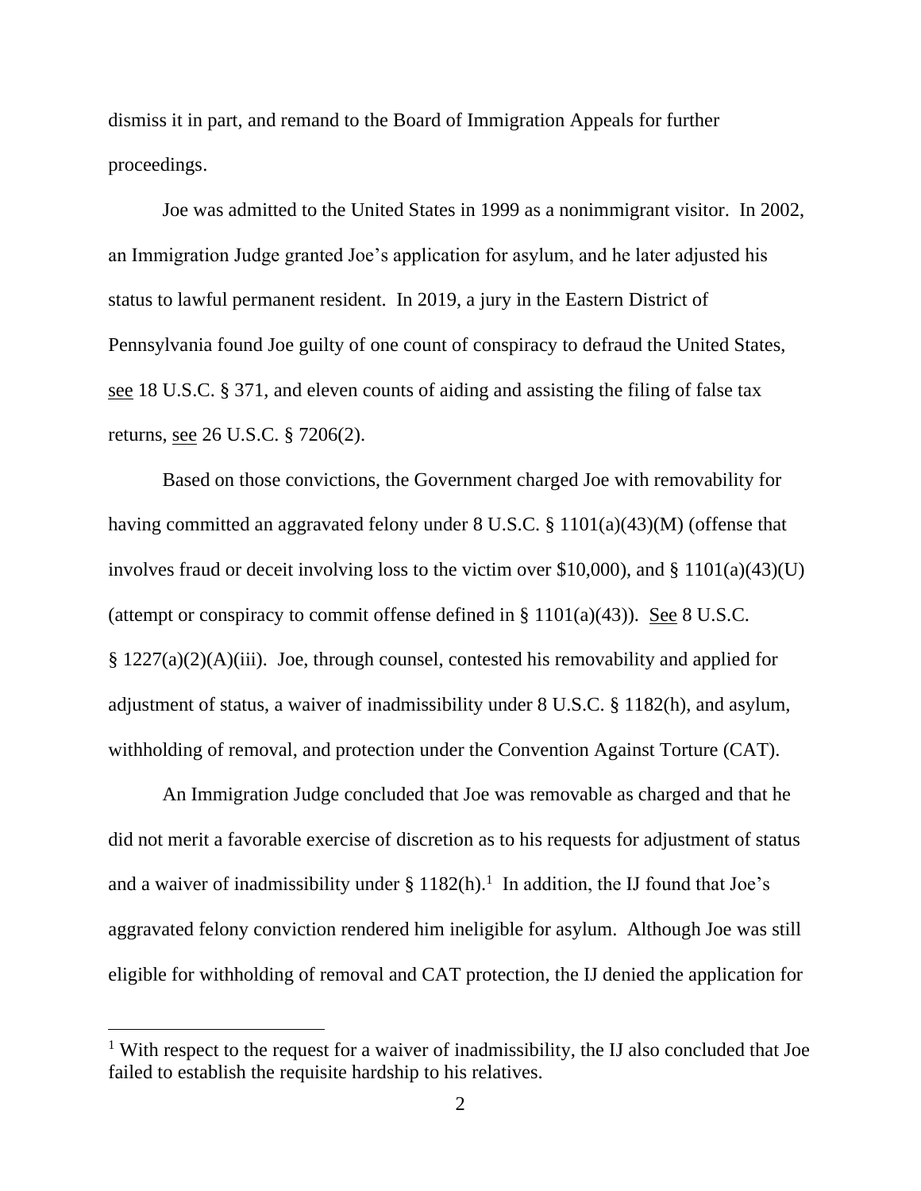dismiss it in part, and remand to the Board of Immigration Appeals for further proceedings.

Joe was admitted to the United States in 1999 as a nonimmigrant visitor. In 2002, an Immigration Judge granted Joe's application for asylum, and he later adjusted his status to lawful permanent resident. In 2019, a jury in the Eastern District of Pennsylvania found Joe guilty of one count of conspiracy to defraud the United States, see 18 U.S.C. § 371, and eleven counts of aiding and assisting the filing of false tax returns, see 26 U.S.C. § 7206(2).

Based on those convictions, the Government charged Joe with removability for having committed an aggravated felony under 8 U.S.C. § 1101(a)(43)(M) (offense that involves fraud or deceit involving loss to the victim over $10,000), and § 1101(a)(43)(U) (attempt or conspiracy to commit offense defined in § 1101(a)(43)). See 8 U.S.C. § 1227(a)(2)(A)(iii). Joe, through counsel, contested his removability and applied for adjustment of status, a waiver of inadmissibility under 8 U.S.C. § 1182(h), and asylum, withholding of removal, and protection under the Convention Against Torture (CAT).

An Immigration Judge concluded that Joe was removable as charged and that he did not merit a favorable exercise of discretion as to his requests for adjustment of status and a waiver of inadmissibility under § 1182(h).[1] In addition, the IJ found that Joe's aggravated felony conviction rendered him ineligible for asylum. Although Joe was still eligible for withholding of removal and CAT protection, the IJ denied the application for

[1] With respect to the request for a waiver of inadmissibility, the IJ also concluded that Joe failed to establish the requisite hardship to his relatives.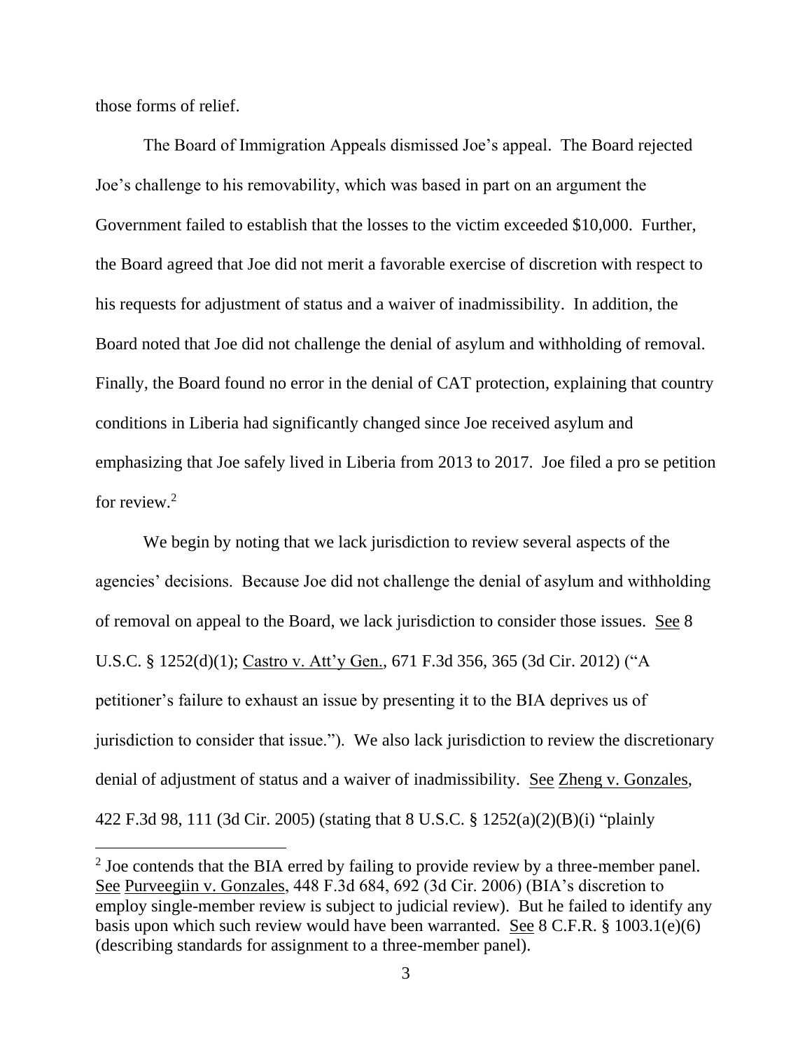those forms of relief.

The Board of Immigration Appeals dismissed Joe's appeal. The Board rejected Joe's challenge to his removability, which was based in part on an argument the Government failed to establish that the losses to the victim exceeded $10,000. Further, the Board agreed that Joe did not merit a favorable exercise of discretion with respect to his requests for adjustment of status and a waiver of inadmissibility. In addition, the Board noted that Joe did not challenge the denial of asylum and withholding of removal. Finally, the Board found no error in the denial of CAT protection, explaining that country conditions in Liberia had significantly changed since Joe received asylum and emphasizing that Joe safely lived in Liberia from 2013 to 2017. Joe filed a pro se petition for review.[2]

We begin by noting that we lack jurisdiction to review several aspects of the agencies' decisions. Because Joe did not challenge the denial of asylum and withholding of removal on appeal to the Board, we lack jurisdiction to consider those issues. See 8 U.S.C. § 1252(d)(1); Castro v. Att'y Gen., 671 F.3d 356, 365 (3d Cir. 2012) ("A petitioner's failure to exhaust an issue by presenting it to the BIA deprives us of jurisdiction to consider that issue."). We also lack jurisdiction to review the discretionary denial of adjustment of status and a waiver of inadmissibility. See Zheng v. Gonzales, 422 F.3d 98, 111 (3d Cir. 2005) (stating that 8 U.S.C. § 1252(a)(2)(B)(i) "plainly

---

[2] Joe contends that the BIA erred by failing to provide review by a three-member panel. See Purveegiin v. Gonzales, 448 F.3d 684, 692 (3d Cir. 2006) (BIA's discretion to employ single-member review is subject to judicial review). But he failed to identify any basis upon which such review would have been warranted. See 8 C.F.R. § 1003.1(e)(6) (describing standards for assignment to a three-member panel).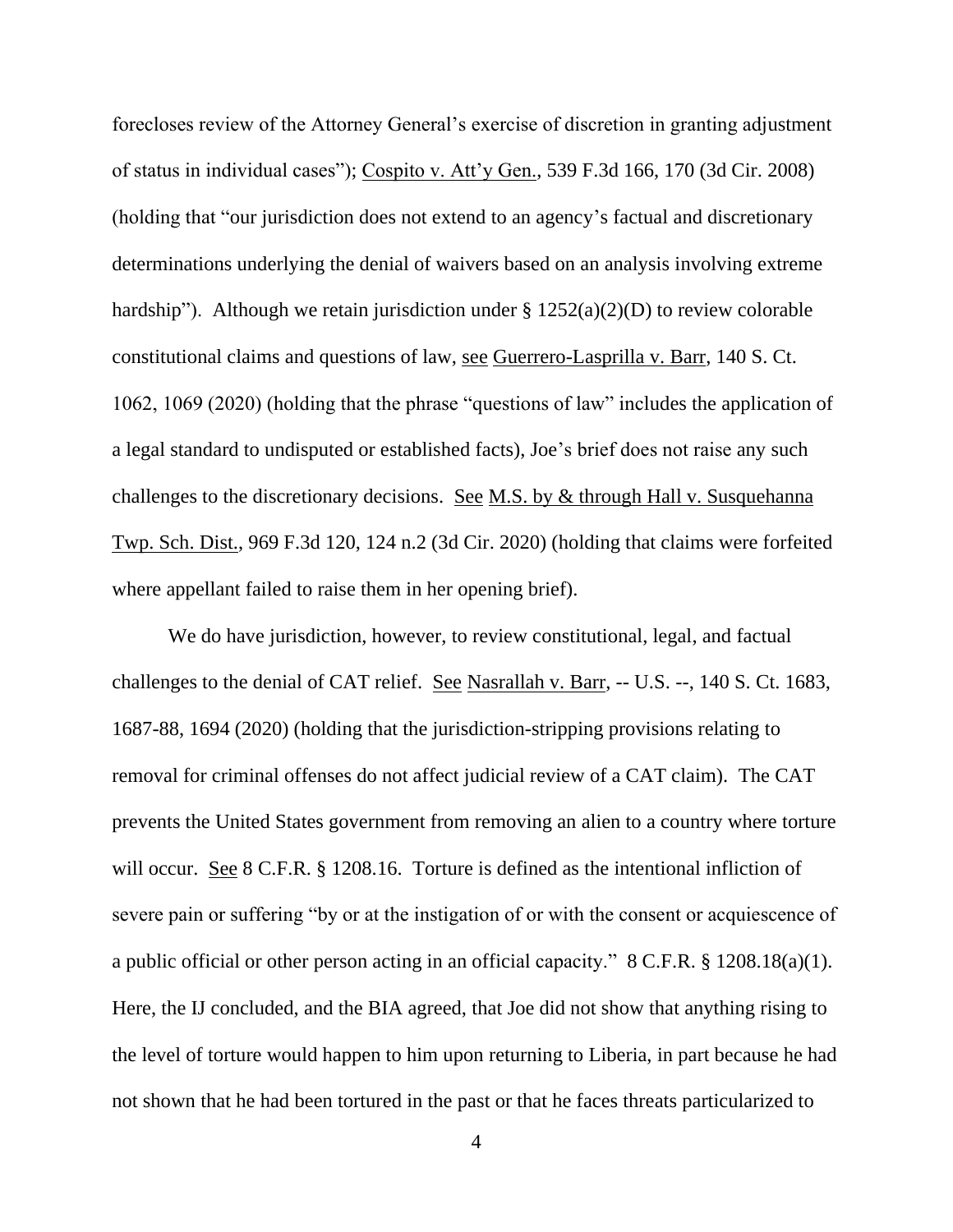forecloses review of the Attorney General's exercise of discretion in granting adjustment of status in individual cases"); Cospito v. Att'y Gen., 539 F.3d 166, 170 (3d Cir. 2008) (holding that "our jurisdiction does not extend to an agency's factual and discretionary determinations underlying the denial of waivers based on an analysis involving extreme hardship"). Although we retain jurisdiction under § 1252(a)(2)(D) to review colorable constitutional claims and questions of law, see Guerrero-Lasprilla v. Barr, 140 S. Ct. 1062, 1069 (2020) (holding that the phrase "questions of law" includes the application of a legal standard to undisputed or established facts), Joe's brief does not raise any such challenges to the discretionary decisions. See M.S. by & through Hall v. Susquehanna Twp. Sch. Dist., 969 F.3d 120, 124 n.2 (3d Cir. 2020) (holding that claims were forfeited where appellant failed to raise them in her opening brief).

We do have jurisdiction, however, to review constitutional, legal, and factual challenges to the denial of CAT relief. See Nasrallah v. Barr, -- U.S. --, 140 S. Ct. 1683, 1687-88, 1694 (2020) (holding that the jurisdiction-stripping provisions relating to removal for criminal offenses do not affect judicial review of a CAT claim). The CAT prevents the United States government from removing an alien to a country where torture will occur. See 8 C.F.R. § 1208.16. Torture is defined as the intentional infliction of severe pain or suffering "by or at the instigation of or with the consent or acquiescence of a public official or other person acting in an official capacity." 8 C.F.R. § 1208.18(a)(1). Here, the IJ concluded, and the BIA agreed, that Joe did not show that anything rising to the level of torture would happen to him upon returning to Liberia, in part because he had not shown that he had been tortured in the past or that he faces threats particularized to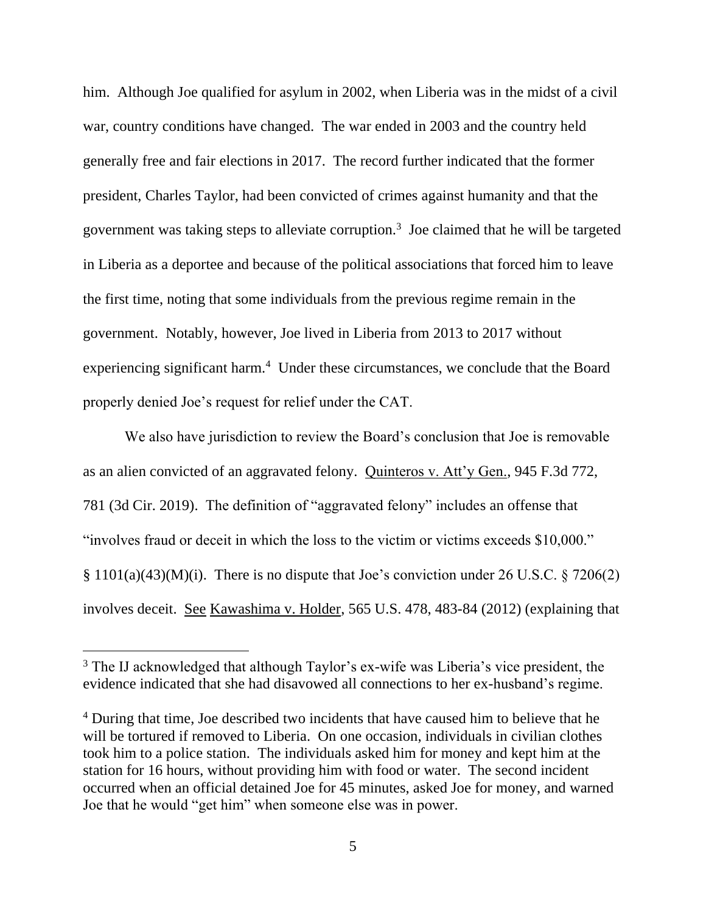him. Although Joe qualified for asylum in 2002, when Liberia was in the midst of a civil war, country conditions have changed. The war ended in 2003 and the country held generally free and fair elections in 2017. The record further indicated that the former president, Charles Taylor, had been convicted of crimes against humanity and that the government was taking steps to alleviate corruption.[3] Joe claimed that he will be targeted in Liberia as a deportee and because of the political associations that forced him to leave the first time, noting that some individuals from the previous regime remain in the government. Notably, however, Joe lived in Liberia from 2013 to 2017 without experiencing significant harm.[4] Under these circumstances, we conclude that the Board properly denied Joe's request for relief under the CAT.

We also have jurisdiction to review the Board's conclusion that Joe is removable as an alien convicted of an aggravated felony. Quinteros v. Att'y Gen., 945 F.3d 772, 781 (3d Cir. 2019). The definition of "aggravated felony" includes an offense that "involves fraud or deceit in which the loss to the victim or victims exceeds $10,000." § 1101(a)(43)(M)(i). There is no dispute that Joe's conviction under 26 U.S.C. § 7206(2) involves deceit. See Kawashima v. Holder, 565 U.S. 478, 483-84 (2012) (explaining that

---

[3] The IJ acknowledged that although Taylor's ex-wife was Liberia's vice president, the evidence indicated that she had disavowed all connections to her ex-husband's regime.

[4] During that time, Joe described two incidents that have caused him to believe that he will be tortured if removed to Liberia. On one occasion, individuals in civilian clothes took him to a police station. The individuals asked him for money and kept him at the station for 16 hours, without providing him with food or water. The second incident occurred when an official detained Joe for 45 minutes, asked Joe for money, and warned Joe that he would "get him" when someone else was in power.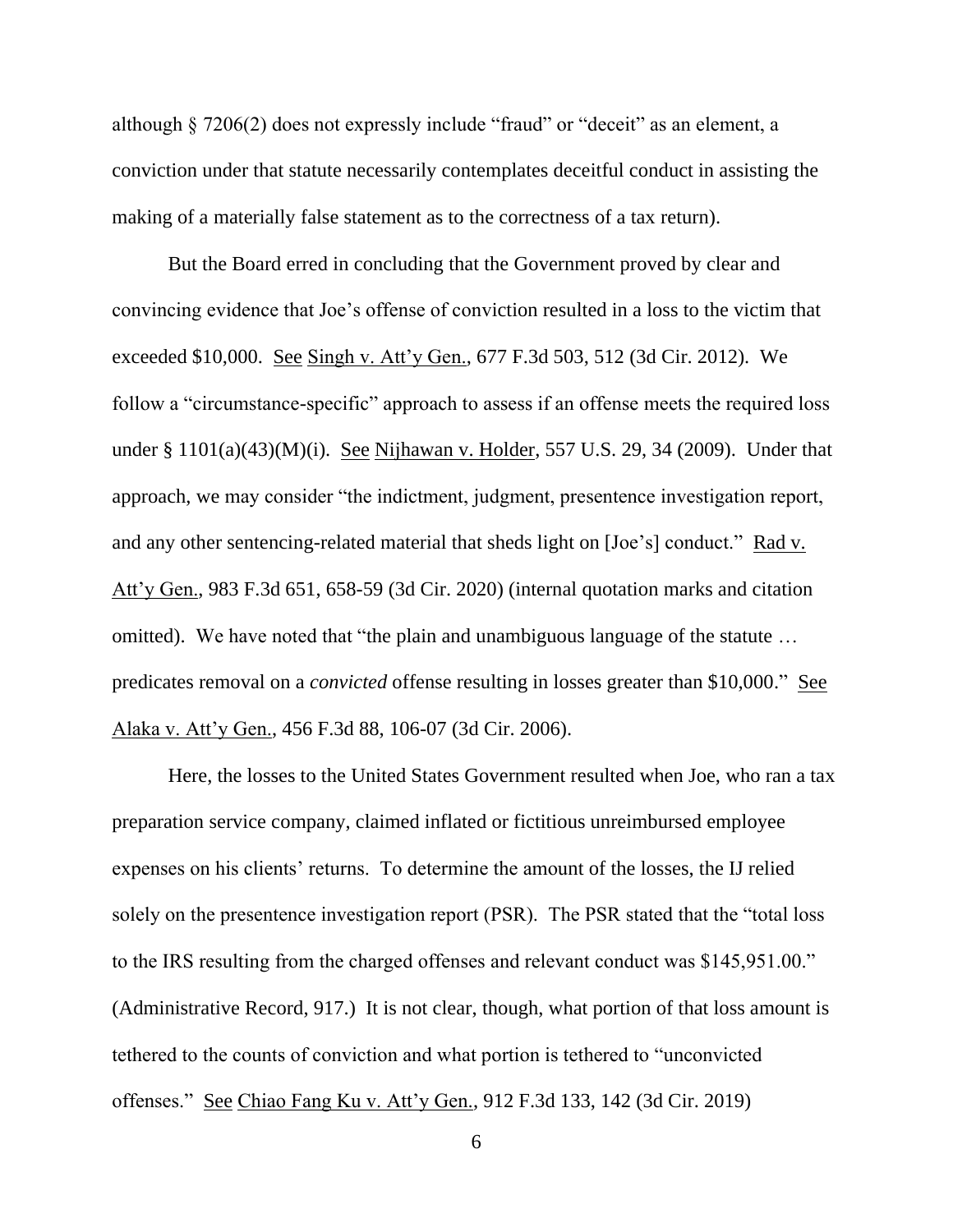although § 7206(2) does not expressly include "fraud" or "deceit" as an element, a conviction under that statute necessarily contemplates deceitful conduct in assisting the making of a materially false statement as to the correctness of a tax return).

But the Board erred in concluding that the Government proved by clear and convincing evidence that Joe's offense of conviction resulted in a loss to the victim that exceeded $10,000. See Singh v. Att'y Gen., 677 F.3d 503, 512 (3d Cir. 2012). We follow a "circumstance-specific" approach to assess if an offense meets the required loss under § 1101(a)(43)(M)(i). See Nijhawan v. Holder, 557 U.S. 29, 34 (2009). Under that approach, we may consider "the indictment, judgment, presentence investigation report, and any other sentencing-related material that sheds light on [Joe's] conduct." Rad v. Att'y Gen., 983 F.3d 651, 658-59 (3d Cir. 2020) (internal quotation marks and citation omitted). We have noted that "the plain and unambiguous language of the statute … predicates removal on a *convicted* offense resulting in losses greater than $10,000." See Alaka v. Att'y Gen., 456 F.3d 88, 106-07 (3d Cir. 2006).

Here, the losses to the United States Government resulted when Joe, who ran a tax preparation service company, claimed inflated or fictitious unreimbursed employee expenses on his clients' returns. To determine the amount of the losses, the IJ relied solely on the presentence investigation report (PSR). The PSR stated that the "total loss to the IRS resulting from the charged offenses and relevant conduct was $145,951.00." (Administrative Record, 917.) It is not clear, though, what portion of that loss amount is tethered to the counts of conviction and what portion is tethered to "unconvicted offenses." See Chiao Fang Ku v. Att'y Gen., 912 F.3d 133, 142 (3d Cir. 2019)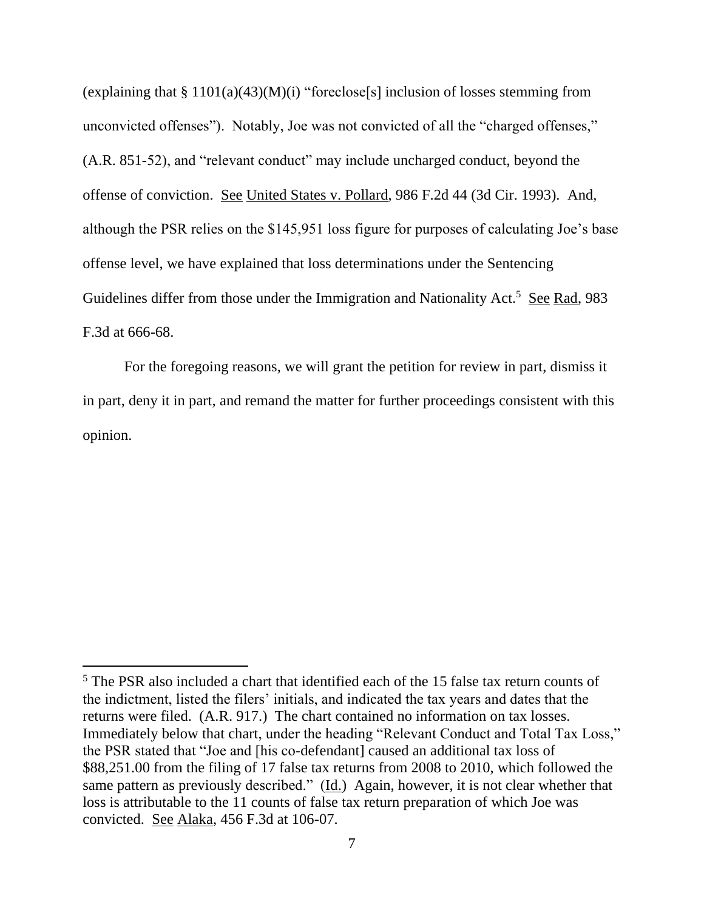(explaining that § 1101(a)(43)(M)(i) "foreclose[s] inclusion of losses stemming from unconvicted offenses"). Notably, Joe was not convicted of all the "charged offenses," (A.R. 851-52), and "relevant conduct" may include uncharged conduct, beyond the offense of conviction. See United States v. Pollard, 986 F.2d 44 (3d Cir. 1993). And, although the PSR relies on the $145,951 loss figure for purposes of calculating Joe's base offense level, we have explained that loss determinations under the Sentencing Guidelines differ from those under the Immigration and Nationality Act.[5] See Rad, 983 F.3d at 666-68.

For the foregoing reasons, we will grant the petition for review in part, dismiss it in part, deny it in part, and remand the matter for further proceedings consistent with this opinion.

---

[5] The PSR also included a chart that identified each of the 15 false tax return counts of the indictment, listed the filers' initials, and indicated the tax years and dates that the returns were filed. (A.R. 917.) The chart contained no information on tax losses. Immediately below that chart, under the heading "Relevant Conduct and Total Tax Loss," the PSR stated that "Joe and [his co-defendant] caused an additional tax loss of $88,251.00 from the filing of 17 false tax returns from 2008 to 2010, which followed the same pattern as previously described." (Id.) Again, however, it is not clear whether that loss is attributable to the 11 counts of false tax return preparation of which Joe was convicted. See Alaka, 456 F.3d at 106-07.